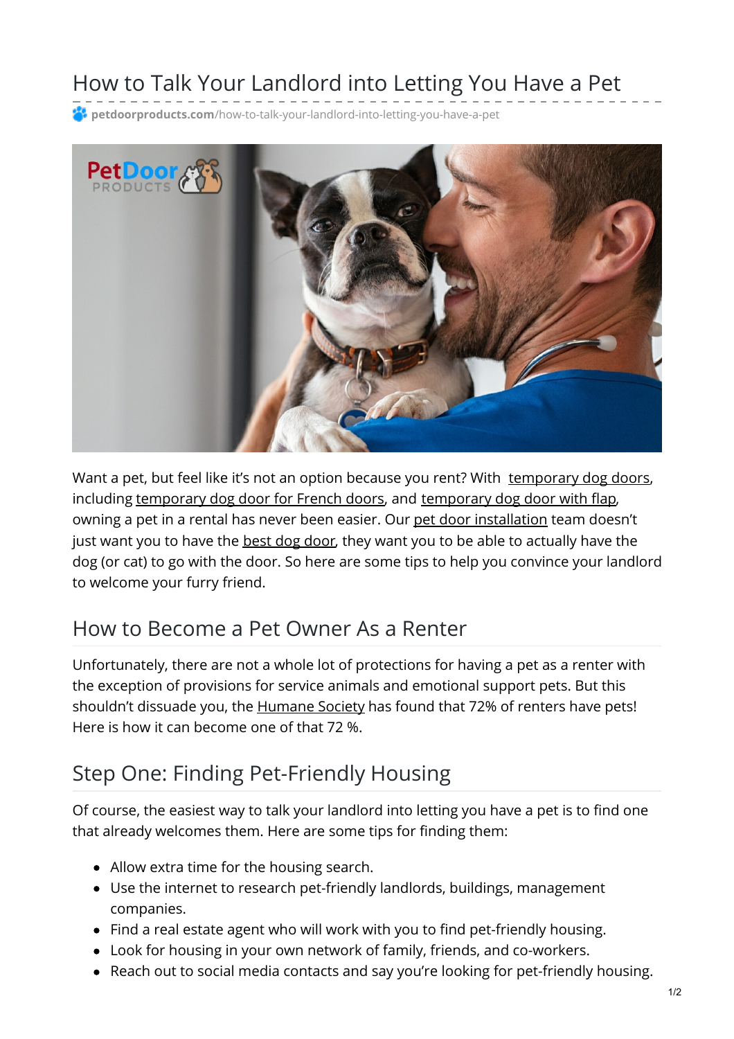# How to Talk Your Landlord into Letting You Have a Pet

petdoorproducts.com/how-to-talk-your-landlord-into-letting-you-have-a-pet

Want a pet, but feel like it's not an option because you rent? With temporary dog doors, including temporary dog door for French doors, and temporary dog door with flap, owning a pet in a rental has never been easier. Our pet door installation team doesn't just want you to have the best dog door, they want you to be able to actually have the dog (or cat) to go with the door. So here are some tips to help you convince your landlord to welcome your furry friend.

## How to Become a Pet Owner As a Renter

Unfortunately, there are not a whole lot of protections for having a pet as a renter with the exception of provisions for service animals and emotional support pets. But this shouldn't dissuade you, the Humane Society has found that 72% of renters have pets! Here is how it can become one of that 72 %.

## Step One: Finding Pet-Friendly Housing

Of course, the easiest way to talk your landlord into letting you have a pet is to find one that already welcomes them. Here are some tips for finding them:

- Allow extra time for the housing search.
- Use the internet to research pet-friendly landlords, buildings, management companies.
- Find a real estate agent who will work with you to find pet-friendly housing.
- Look for housing in your own network of family, friends, and co-workers.
- Reach out to social media contacts and say you're looking for pet-friendly housing.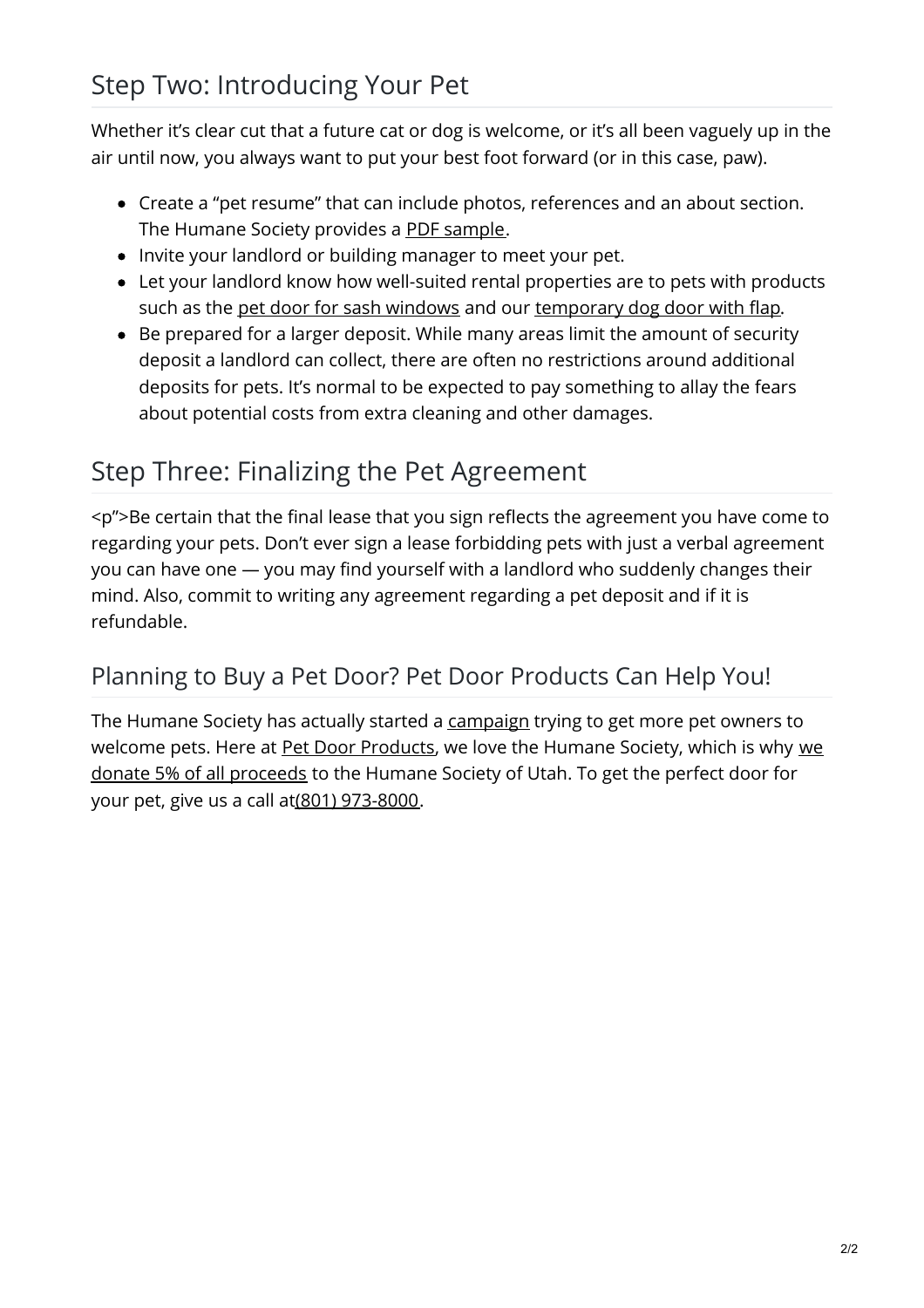## Step Two: Introducing Your Pet

Whether it's clear cut that a future cat or dog is welcome, or it's all been vaguely up in the air until now, you always want to put your best foot forward (or in this case, paw).

- Create a "pet resume" that can include photos, references and an about section. The Humane Society provides a PDF sample.
- Invite your landlord or building manager to meet your pet.
- Let your landlord know how well-suited rental properties are to pets with products such as the pet door for sash windows and our temporary dog door with flap.
- Be prepared for a larger deposit. While many areas limit the amount of security deposit a landlord can collect, there are often no restrictions around additional deposits for pets. It's normal to be expected to pay something to allay the fears about potential costs from extra cleaning and other damages.

## Step Three: Finalizing the Pet Agreement

<p">Be certain that the final lease that you sign reflects the agreement you have come to regarding your pets. Don't ever sign a lease forbidding pets with just a verbal agreement you can have one — you may find yourself with a landlord who suddenly changes their mind. Also, commit to writing any agreement regarding a pet deposit and if it is refundable.

### Planning to Buy a Pet Door? Pet Door Products Can Help You!

The Humane Society has actually started a campaign trying to get more pet owners to welcome pets. Here at Pet Door Products, we love the Humane Society, which is why we donate 5% of all proceeds to the Humane Society of Utah. To get the perfect door for your pet, give us a call at(801) 973-8000.